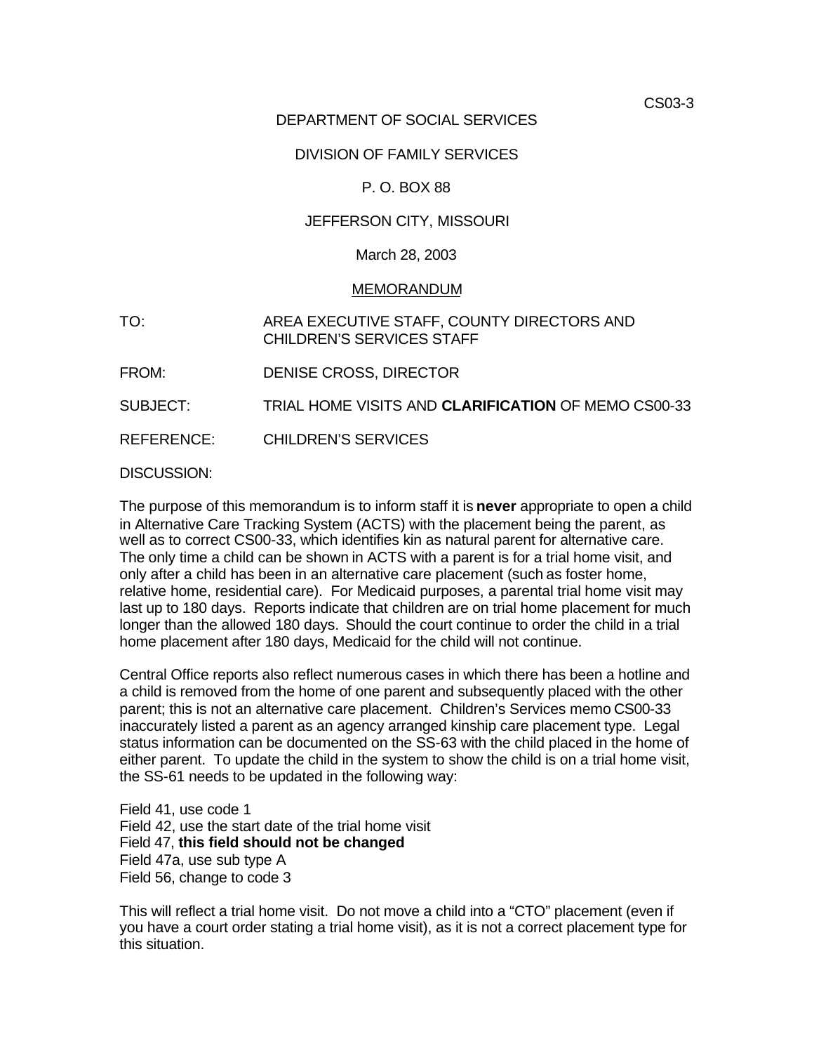CS03-3

DEPARTMENT OF SOCIAL SERVICES

DIVISION OF FAMILY SERVICES

P. O. BOX 88

JEFFERSON CITY, MISSOURI

March 28, 2003

MEMORANDUM

TO: AREA EXECUTIVE STAFF, COUNTY DIRECTORS AND CHILDREN'S SERVICES STAFF

FROM: DENISE CROSS, DIRECTOR

SUBJECT: TRIAL HOME VISITS AND **CLARIFICATION** OF MEMO CS00-33

REFERENCE: CHILDREN'S SERVICES

DISCUSSION:

The purpose of this memorandum is to inform staff it is **never** appropriate to open a child in Alternative Care Tracking System (ACTS) with the placement being the parent, as well as to correct CS00-33, which identifies kin as natural parent for alternative care. The only time a child can be shown in ACTS with a parent is for a trial home visit, and only after a child has been in an alternative care placement (such as foster home, relative home, residential care). For Medicaid purposes, a parental trial home visit may last up to 180 days. Reports indicate that children are on trial home placement for much longer than the allowed 180 days. Should the court continue to order the child in a trial home placement after 180 days, Medicaid for the child will not continue.

Central Office reports also reflect numerous cases in which there has been a hotline and a child is removed from the home of one parent and subsequently placed with the other parent; this is not an alternative care placement. Children's Services memo CS00-33 inaccurately listed a parent as an agency arranged kinship care placement type. Legal status information can be documented on the SS-63 with the child placed in the home of either parent. To update the child in the system to show the child is on a trial home visit, the SS-61 needs to be updated in the following way:

Field 41, use code 1
Field 42, use the start date of the trial home visit
Field 47, **this field should not be changed**
Field 47a, use sub type A
Field 56, change to code 3

This will reflect a trial home visit. Do not move a child into a "CTO" placement (even if you have a court order stating a trial home visit), as it is not a correct placement type for this situation.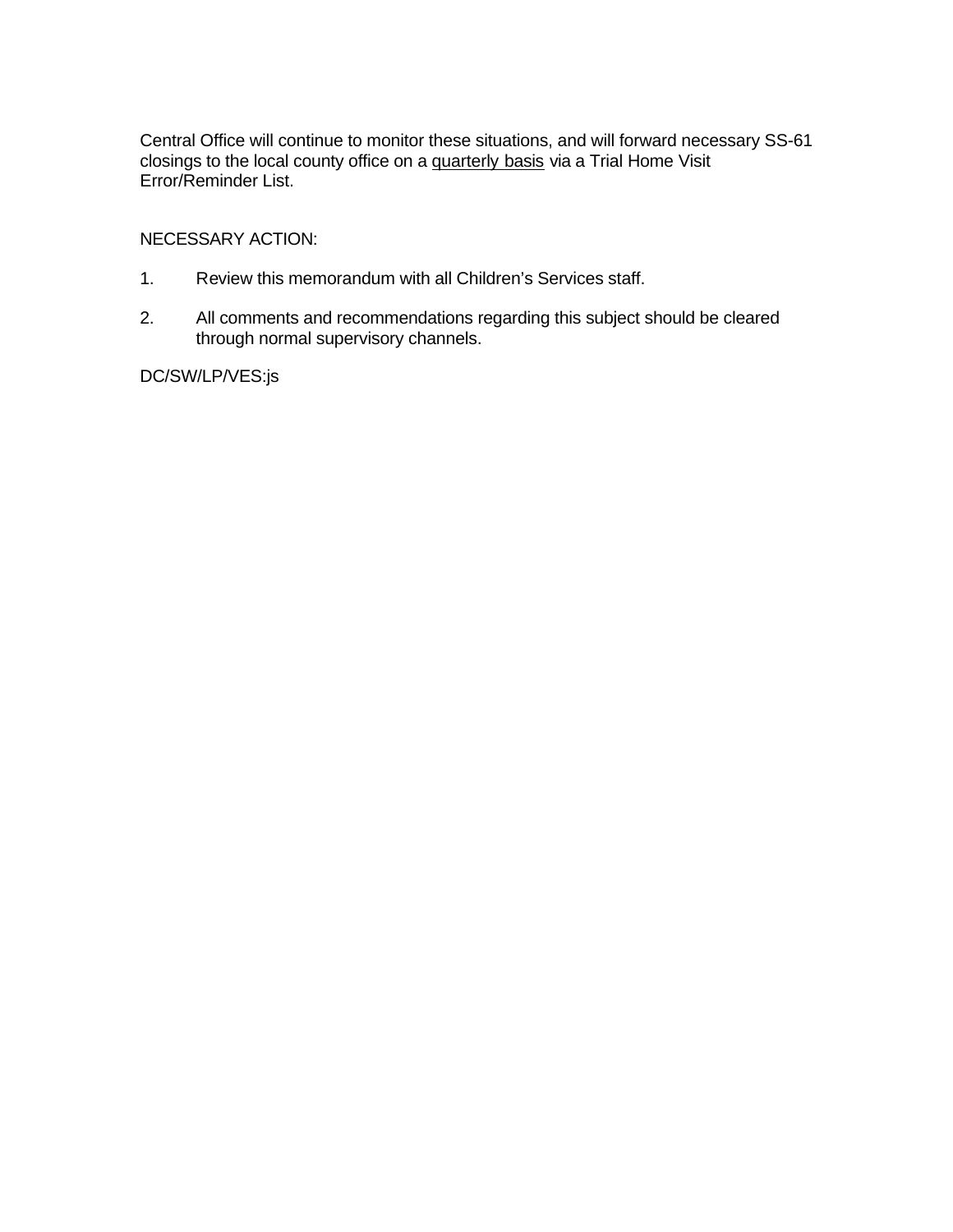Central Office will continue to monitor these situations, and will forward necessary SS-61 closings to the local county office on a <u>quarterly basis</u> via a Trial Home Visit Error/Reminder List.

NECESSARY ACTION:

1. Review this memorandum with all Children's Services staff.

2. All comments and recommendations regarding this subject should be cleared through normal supervisory channels.

DC/SW/LP/VES:js